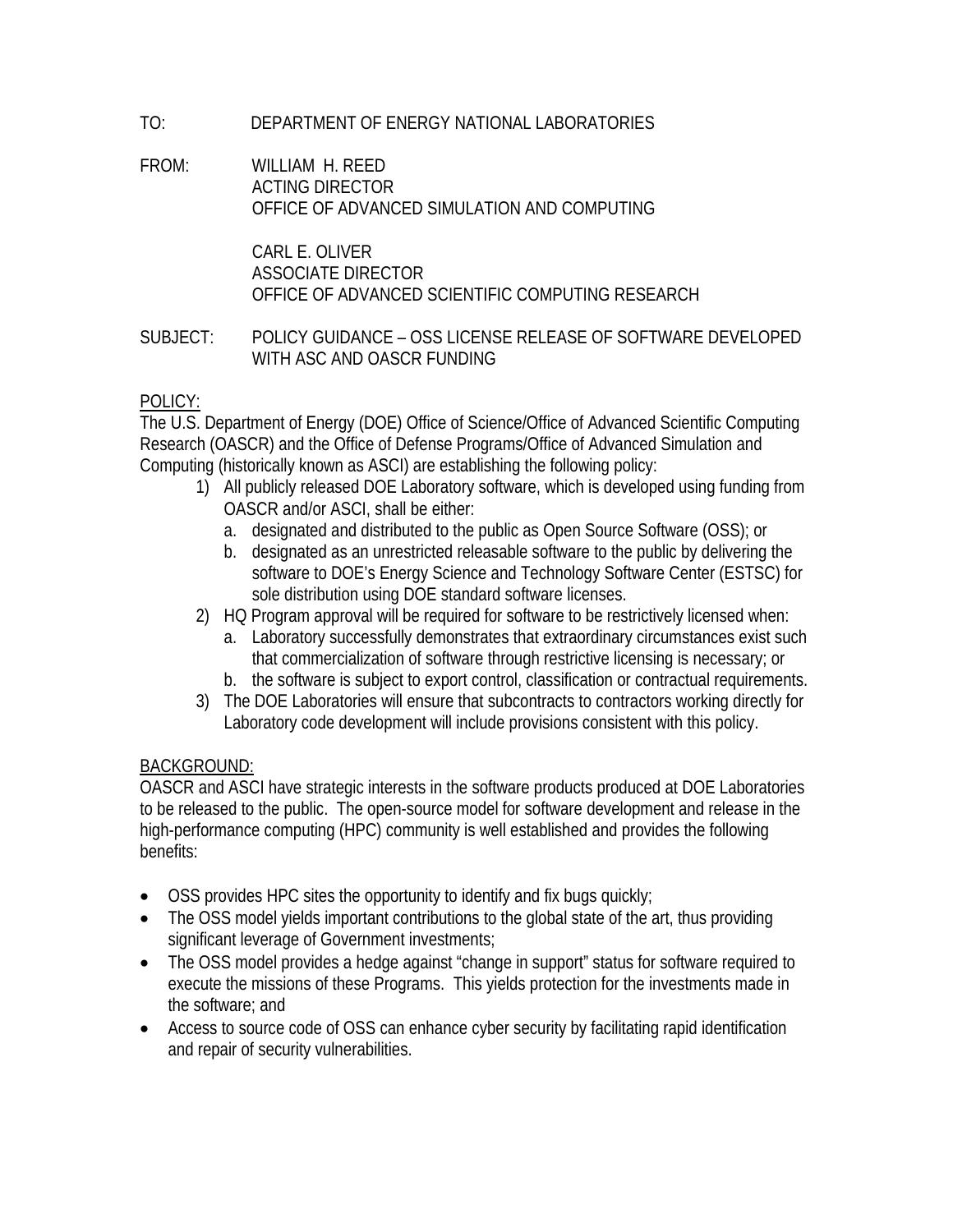TO: DEPARTMENT OF ENERGY NATIONAL LABORATORIES

FROM: WILLIAM H. REED
ACTING DIRECTOR
OFFICE OF ADVANCED SIMULATION AND COMPUTING

CARL E. OLIVER
ASSOCIATE DIRECTOR
OFFICE OF ADVANCED SCIENTIFIC COMPUTING RESEARCH

SUBJECT: POLICY GUIDANCE – OSS LICENSE RELEASE OF SOFTWARE DEVELOPED WITH ASC AND OASCR FUNDING

<u>POLICY:</u>

The U.S. Department of Energy (DOE) Office of Science/Office of Advanced Scientific Computing Research (OASCR) and the Office of Defense Programs/Office of Advanced Simulation and Computing (historically known as ASCI) are establishing the following policy:

1) All publicly released DOE Laboratory software, which is developed using funding from OASCR and/or ASCI, shall be either:
   a. designated and distributed to the public as Open Source Software (OSS); or
   b. designated as an unrestricted releasable software to the public by delivering the software to DOE's Energy Science and Technology Software Center (ESTSC) for sole distribution using DOE standard software licenses.
2) HQ Program approval will be required for software to be restrictively licensed when:
   a. Laboratory successfully demonstrates that extraordinary circumstances exist such that commercialization of software through restrictive licensing is necessary; or
   b. the software is subject to export control, classification or contractual requirements.
3) The DOE Laboratories will ensure that subcontracts to contractors working directly for Laboratory code development will include provisions consistent with this policy.

<u>BACKGROUND:</u>

OASCR and ASCI have strategic interests in the software products produced at DOE Laboratories to be released to the public. The open-source model for software development and release in the high-performance computing (HPC) community is well established and provides the following benefits:

- OSS provides HPC sites the opportunity to identify and fix bugs quickly;
- The OSS model yields important contributions to the global state of the art, thus providing significant leverage of Government investments;
- The OSS model provides a hedge against "change in support" status for software required to execute the missions of these Programs. This yields protection for the investments made in the software; and
- Access to source code of OSS can enhance cyber security by facilitating rapid identification and repair of security vulnerabilities.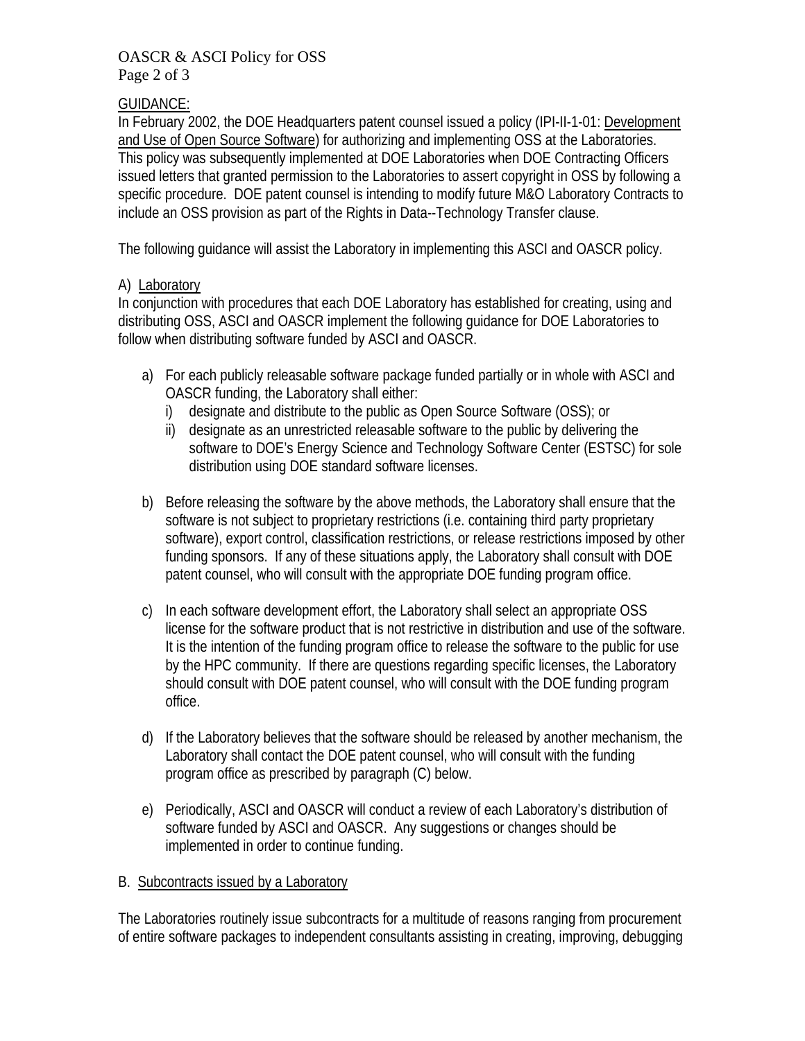GUIDANCE:

In February 2002, the DOE Headquarters patent counsel issued a policy (IPI-II-1-01: Development and Use of Open Source Software) for authorizing and implementing OSS at the Laboratories. This policy was subsequently implemented at DOE Laboratories when DOE Contracting Officers issued letters that granted permission to the Laboratories to assert copyright in OSS by following a specific procedure. DOE patent counsel is intending to modify future M&O Laboratory Contracts to include an OSS provision as part of the Rights in Data--Technology Transfer clause.

The following guidance will assist the Laboratory in implementing this ASCI and OASCR policy.

A) Laboratory

In conjunction with procedures that each DOE Laboratory has established for creating, using and distributing OSS, ASCI and OASCR implement the following guidance for DOE Laboratories to follow when distributing software funded by ASCI and OASCR.

a) For each publicly releasable software package funded partially or in whole with ASCI and OASCR funding, the Laboratory shall either:
   i) designate and distribute to the public as Open Source Software (OSS); or
   ii) designate as an unrestricted releasable software to the public by delivering the software to DOE's Energy Science and Technology Software Center (ESTSC) for sole distribution using DOE standard software licenses.

b) Before releasing the software by the above methods, the Laboratory shall ensure that the software is not subject to proprietary restrictions (i.e. containing third party proprietary software), export control, classification restrictions, or release restrictions imposed by other funding sponsors. If any of these situations apply, the Laboratory shall consult with DOE patent counsel, who will consult with the appropriate DOE funding program office.

c) In each software development effort, the Laboratory shall select an appropriate OSS license for the software product that is not restrictive in distribution and use of the software. It is the intention of the funding program office to release the software to the public for use by the HPC community. If there are questions regarding specific licenses, the Laboratory should consult with DOE patent counsel, who will consult with the DOE funding program office.

d) If the Laboratory believes that the software should be released by another mechanism, the Laboratory shall contact the DOE patent counsel, who will consult with the funding program office as prescribed by paragraph (C) below.

e) Periodically, ASCI and OASCR will conduct a review of each Laboratory's distribution of software funded by ASCI and OASCR. Any suggestions or changes should be implemented in order to continue funding.

B. Subcontracts issued by a Laboratory

The Laboratories routinely issue subcontracts for a multitude of reasons ranging from procurement of entire software packages to independent consultants assisting in creating, improving, debugging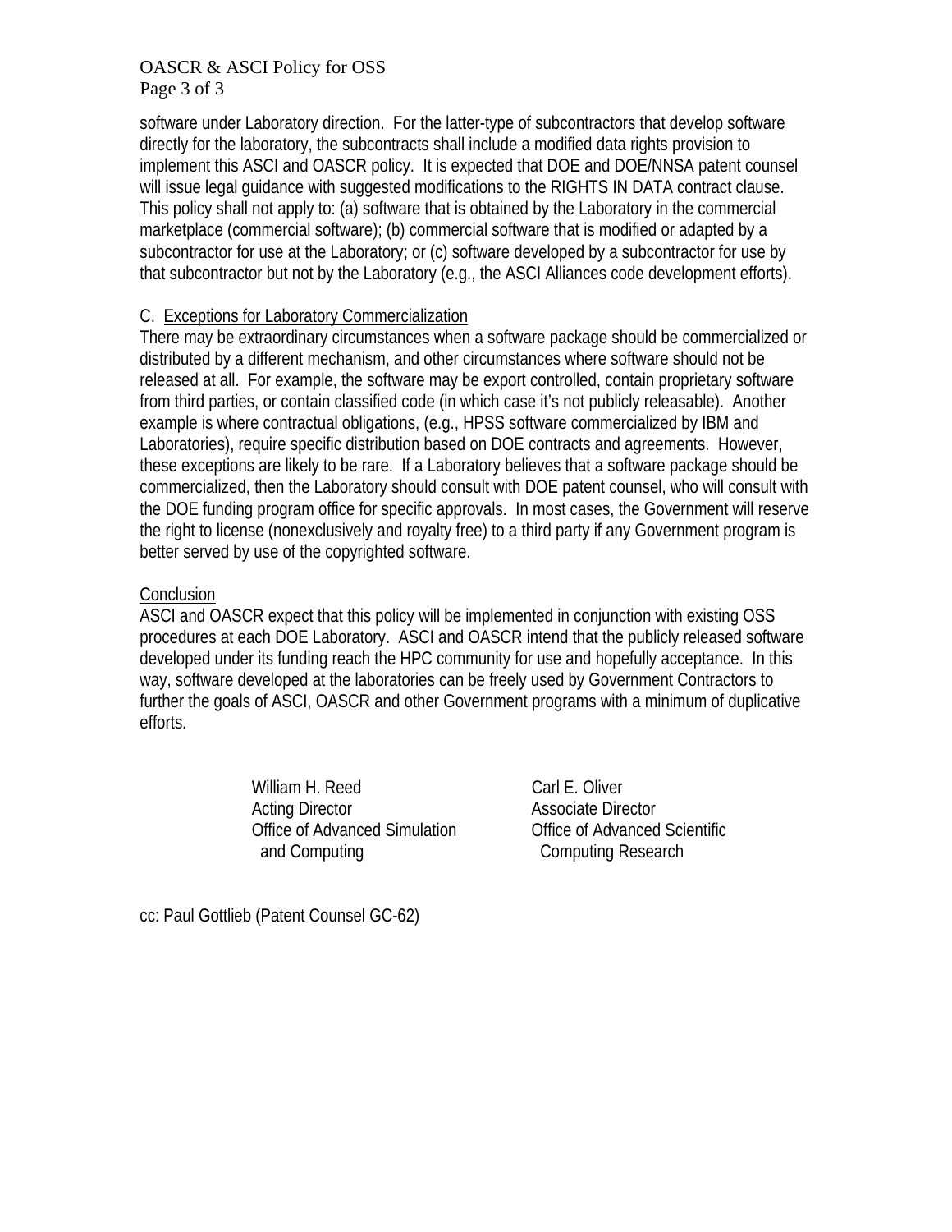software under Laboratory direction. For the latter-type of subcontractors that develop software directly for the laboratory, the subcontracts shall include a modified data rights provision to implement this ASCI and OASCR policy. It is expected that DOE and DOE/NNSA patent counsel will issue legal guidance with suggested modifications to the RIGHTS IN DATA contract clause. This policy shall not apply to: (a) software that is obtained by the Laboratory in the commercial marketplace (commercial software); (b) commercial software that is modified or adapted by a subcontractor for use at the Laboratory; or (c) software developed by a subcontractor for use by that subcontractor but not by the Laboratory (e.g., the ASCI Alliances code development efforts).

C. Exceptions for Laboratory Commercialization

There may be extraordinary circumstances when a software package should be commercialized or distributed by a different mechanism, and other circumstances where software should not be released at all. For example, the software may be export controlled, contain proprietary software from third parties, or contain classified code (in which case it's not publicly releasable). Another example is where contractual obligations, (e.g., HPSS software commercialized by IBM and Laboratories), require specific distribution based on DOE contracts and agreements. However, these exceptions are likely to be rare. If a Laboratory believes that a software package should be commercialized, then the Laboratory should consult with DOE patent counsel, who will consult with the DOE funding program office for specific approvals. In most cases, the Government will reserve the right to license (nonexclusively and royalty free) to a third party if any Government program is better served by use of the copyrighted software.

Conclusion

ASCI and OASCR expect that this policy will be implemented in conjunction with existing OSS procedures at each DOE Laboratory. ASCI and OASCR intend that the publicly released software developed under its funding reach the HPC community for use and hopefully acceptance. In this way, software developed at the laboratories can be freely used by Government Contractors to further the goals of ASCI, OASCR and other Government programs with a minimum of duplicative efforts.

William H. Reed
Acting Director
Office of Advanced Simulation and Computing

Carl E. Oliver
Associate Director
Office of Advanced Scientific Computing Research

cc: Paul Gottlieb (Patent Counsel GC-62)